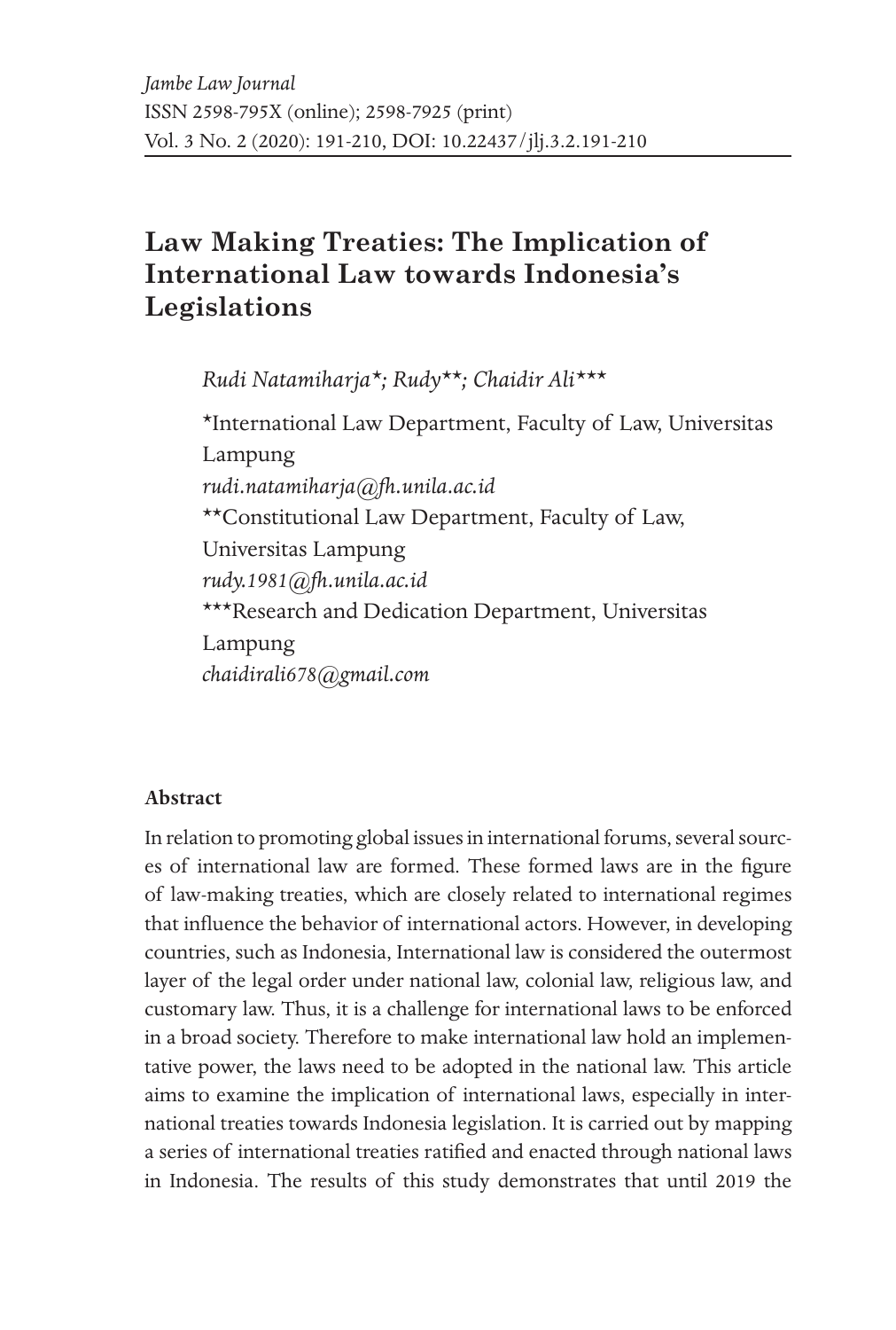*Jambe Law Journal*
ISSN 2598-795X (online); 2598-7925 (print)
Vol. 3 No. 2 (2020): 191-210, DOI: 10.22437/jlj.3.2.191-210

# Law Making Treaties: The Implication of International Law towards Indonesia's Legislations

*Rudi Natamiharja\*; Rudy\*\*; Chaidir Ali\*\*\**

\*International Law Department, Faculty of Law, Universitas Lampung
*rudi.natamiharja@fh.unila.ac.id*
\*\*Constitutional Law Department, Faculty of Law, Universitas Lampung
*rudy.1981@fh.unila.ac.id*
\*\*\*Research and Dedication Department, Universitas Lampung
*chaidirali678@gmail.com*

**Abstract**

In relation to promoting global issues in international forums, several sources of international law are formed. These formed laws are in the figure of law-making treaties, which are closely related to international regimes that influence the behavior of international actors. However, in developing countries, such as Indonesia, International law is considered the outermost layer of the legal order under national law, colonial law, religious law, and customary law. Thus, it is a challenge for international laws to be enforced in a broad society. Therefore to make international law hold an implementative power, the laws need to be adopted in the national law. This article aims to examine the implication of international laws, especially in international treaties towards Indonesia legislation. It is carried out by mapping a series of international treaties ratified and enacted through national laws in Indonesia. The results of this study demonstrates that until 2019 the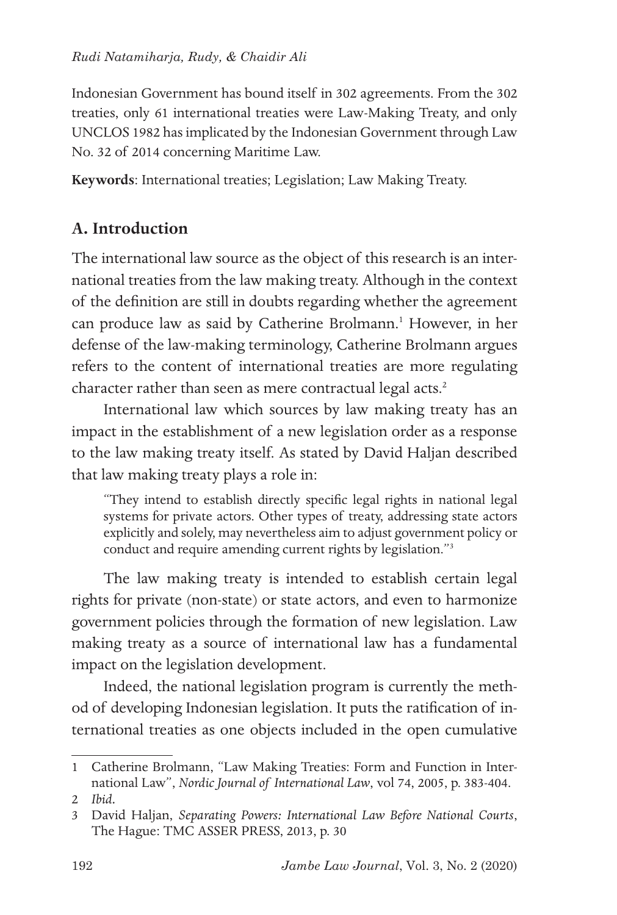Indonesian Government has bound itself in 302 agreements. From the 302 treaties, only 61 international treaties were Law-Making Treaty, and only UNCLOS 1982 has implicated by the Indonesian Government through Law No. 32 of 2014 concerning Maritime Law.

**Keywords**: International treaties; Legislation; Law Making Treaty.

## A. Introduction

The international law source as the object of this research is an international treaties from the law making treaty. Although in the context of the definition are still in doubts regarding whether the agreement can produce law as said by Catherine Brolmann.[1] However, in her defense of the law-making terminology, Catherine Brolmann argues refers to the content of international treaties are more regulating character rather than seen as mere contractual legal acts.[2]

International law which sources by law making treaty has an impact in the establishment of a new legislation order as a response to the law making treaty itself. As stated by David Haljan described that law making treaty plays a role in:

> "They intend to establish directly specific legal rights in national legal systems for private actors. Other types of treaty, addressing state actors explicitly and solely, may nevertheless aim to adjust government policy or conduct and require amending current rights by legislation."[3]

The law making treaty is intended to establish certain legal rights for private (non-state) or state actors, and even to harmonize government policies through the formation of new legislation. Law making treaty as a source of international law has a fundamental impact on the legislation development.

Indeed, the national legislation program is currently the method of developing Indonesian legislation. It puts the ratification of international treaties as one objects included in the open cumulative

---

1 Catherine Brolmann, "Law Making Treaties: Form and Function in International Law", *Nordic Journal of International Law*, vol 74, 2005, p. 383-404.

2 *Ibid*.

3 David Haljan, *Separating Powers: International Law Before National Courts*, The Hague: TMC ASSER PRESS, 2013, p. 30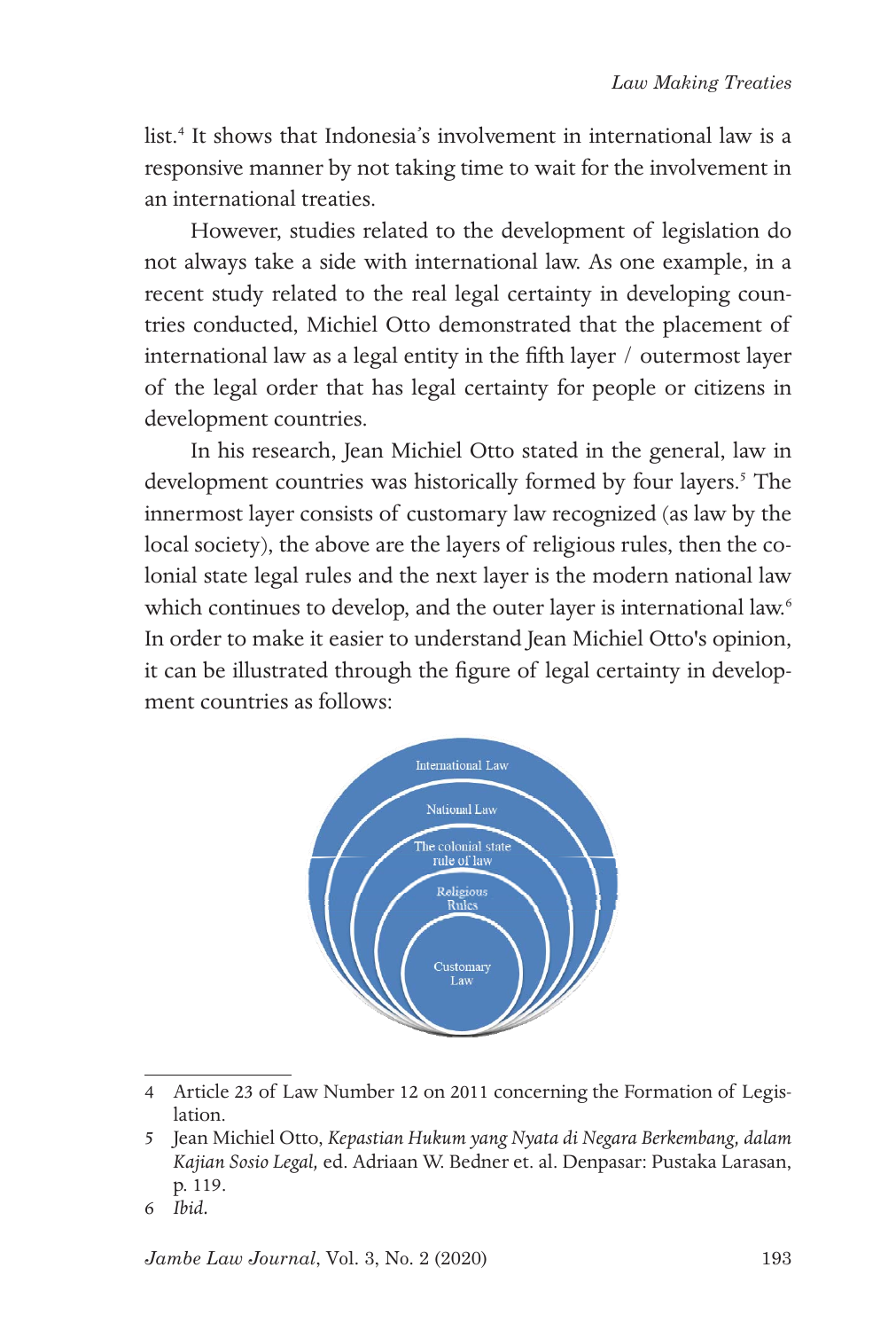list.[4] It shows that Indonesia's involvement in international law is a responsive manner by not taking time to wait for the involvement in an international treaties.

However, studies related to the development of legislation do not always take a side with international law. As one example, in a recent study related to the real legal certainty in developing countries conducted, Michiel Otto demonstrated that the placement of international law as a legal entity in the fifth layer / outermost layer of the legal order that has legal certainty for people or citizens in development countries.

In his research, Jean Michiel Otto stated in the general, law in development countries was historically formed by four layers.[5] The innermost layer consists of customary law recognized (as law by the local society), the above are the layers of religious rules, then the colonial state legal rules and the next layer is the modern national law which continues to develop, and the outer layer is international law.[6] In order to make it easier to understand Jean Michiel Otto's opinion, it can be illustrated through the figure of legal certainty in development countries as follows:

International Law

National Law

The colonial state rule of law

Religious Rules

Customary Law

---

4 Article 23 of Law Number 12 on 2011 concerning the Formation of Legislation.

5 Jean Michiel Otto, *Kepastian Hukum yang Nyata di Negara Berkembang, dalam Kajian Sosio Legal,* ed. Adriaan W. Bedner et. al. Denpasar: Pustaka Larasan, p. 119.

6 *Ibid.*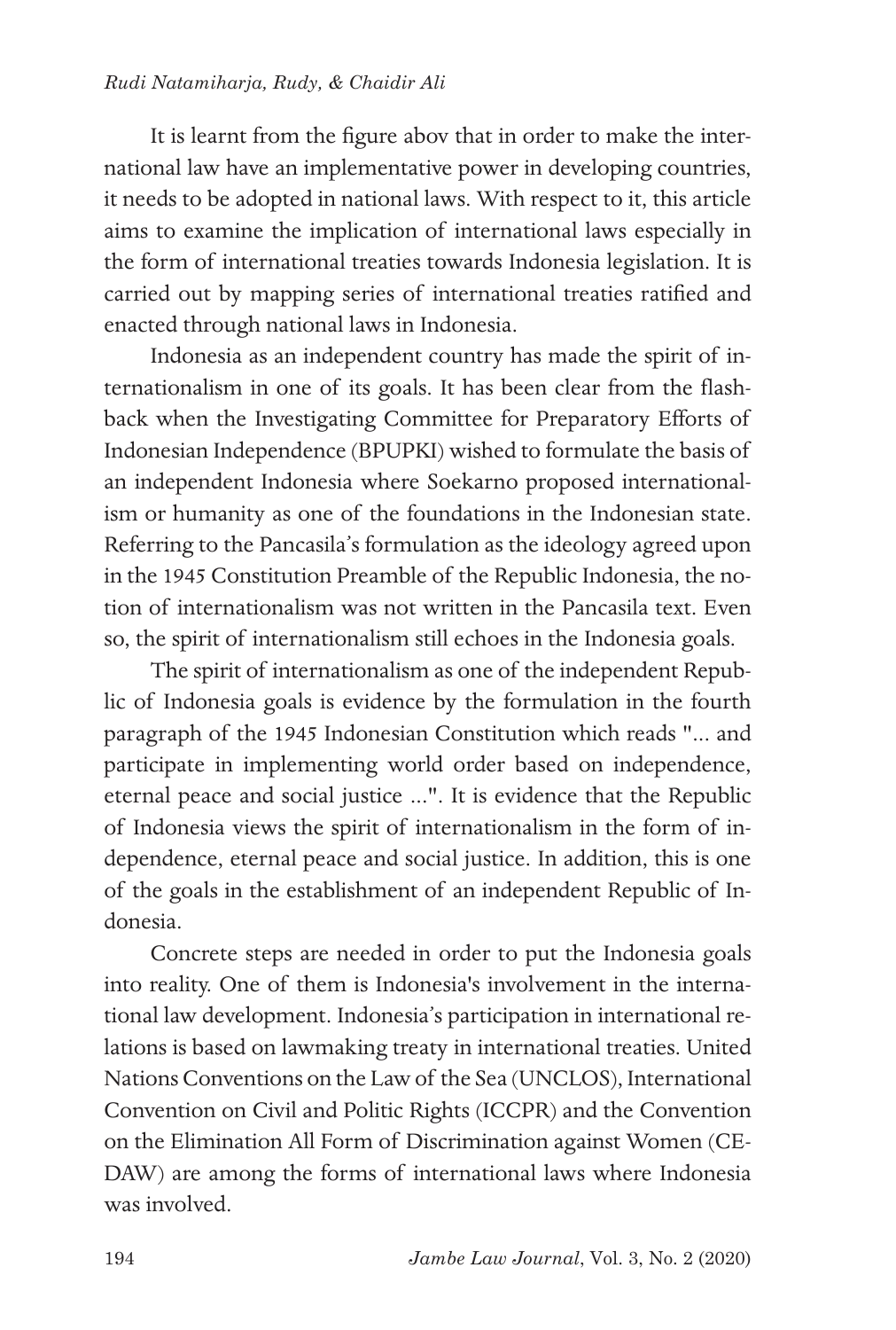It is learnt from the figure abov that in order to make the international law have an implementative power in developing countries, it needs to be adopted in national laws. With respect to it, this article aims to examine the implication of international laws especially in the form of international treaties towards Indonesia legislation. It is carried out by mapping series of international treaties ratified and enacted through national laws in Indonesia.

Indonesia as an independent country has made the spirit of internationalism in one of its goals. It has been clear from the flashback when the Investigating Committee for Preparatory Efforts of Indonesian Independence (BPUPKI) wished to formulate the basis of an independent Indonesia where Soekarno proposed internationalism or humanity as one of the foundations in the Indonesian state. Referring to the Pancasila's formulation as the ideology agreed upon in the 1945 Constitution Preamble of the Republic Indonesia, the notion of internationalism was not written in the Pancasila text. Even so, the spirit of internationalism still echoes in the Indonesia goals.

The spirit of internationalism as one of the independent Republic of Indonesia goals is evidence by the formulation in the fourth paragraph of the 1945 Indonesian Constitution which reads "... and participate in implementing world order based on independence, eternal peace and social justice ...". It is evidence that the Republic of Indonesia views the spirit of internationalism in the form of independence, eternal peace and social justice. In addition, this is one of the goals in the establishment of an independent Republic of Indonesia.

Concrete steps are needed in order to put the Indonesia goals into reality. One of them is Indonesia's involvement in the international law development. Indonesia's participation in international relations is based on lawmaking treaty in international treaties. United Nations Conventions on the Law of the Sea (UNCLOS), International Convention on Civil and Politic Rights (ICCPR) and the Convention on the Elimination All Form of Discrimination against Women (CEDAW) are among the forms of international laws where Indonesia was involved.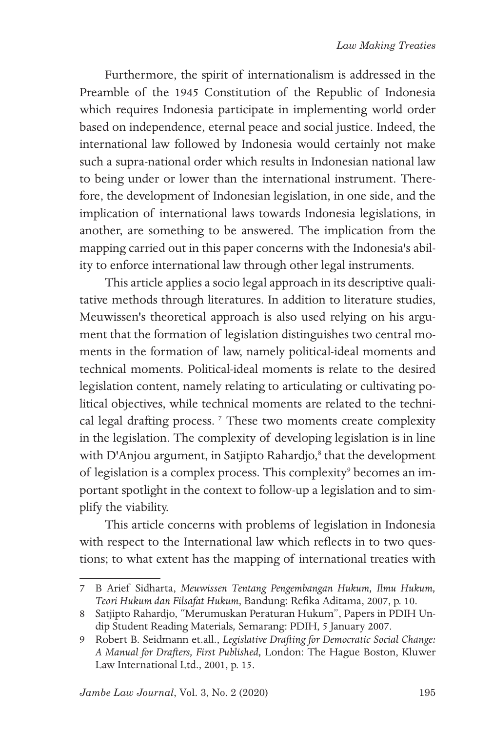Furthermore, the spirit of internationalism is addressed in the Preamble of the 1945 Constitution of the Republic of Indonesia which requires Indonesia participate in implementing world order based on independence, eternal peace and social justice. Indeed, the international law followed by Indonesia would certainly not make such a supra-national order which results in Indonesian national law to being under or lower than the international instrument. Therefore, the development of Indonesian legislation, in one side, and the implication of international laws towards Indonesia legislations, in another, are something to be answered. The implication from the mapping carried out in this paper concerns with the Indonesia's ability to enforce international law through other legal instruments.

This article applies a socio legal approach in its descriptive qualitative methods through literatures. In addition to literature studies, Meuwissen's theoretical approach is also used relying on his argument that the formation of legislation distinguishes two central moments in the formation of law, namely political-ideal moments and technical moments. Political-ideal moments is relate to the desired legislation content, namely relating to articulating or cultivating political objectives, while technical moments are related to the technical legal drafting process. [7] These two moments create complexity in the legislation. The complexity of developing legislation is in line with D'Anjou argument, in Satjipto Rahardjo,[8] that the development of legislation is a complex process. This complexity[9] becomes an important spotlight in the context to follow-up a legislation and to simplify the viability.

This article concerns with problems of legislation in Indonesia with respect to the International law which reflects in to two questions; to what extent has the mapping of international treaties with

---

7 B Arief Sidharta, *Meuwissen Tentang Pengembangan Hukum, Ilmu Hukum, Teori Hukum dan Filsafat Hukum*, Bandung: Refika Aditama, 2007, p. 10.

8 Satjipto Rahardjo, "Merumuskan Peraturan Hukum", Papers in PDIH Undip Student Reading Materials*,* Semarang: PDIH, 5 January 2007.

9 Robert B. Seidmann et.all., *Legislative Drafting for Democratic Social Change: A Manual for Drafters, First Published,* London: The Hague Boston, Kluwer Law International Ltd., 2001, p. 15.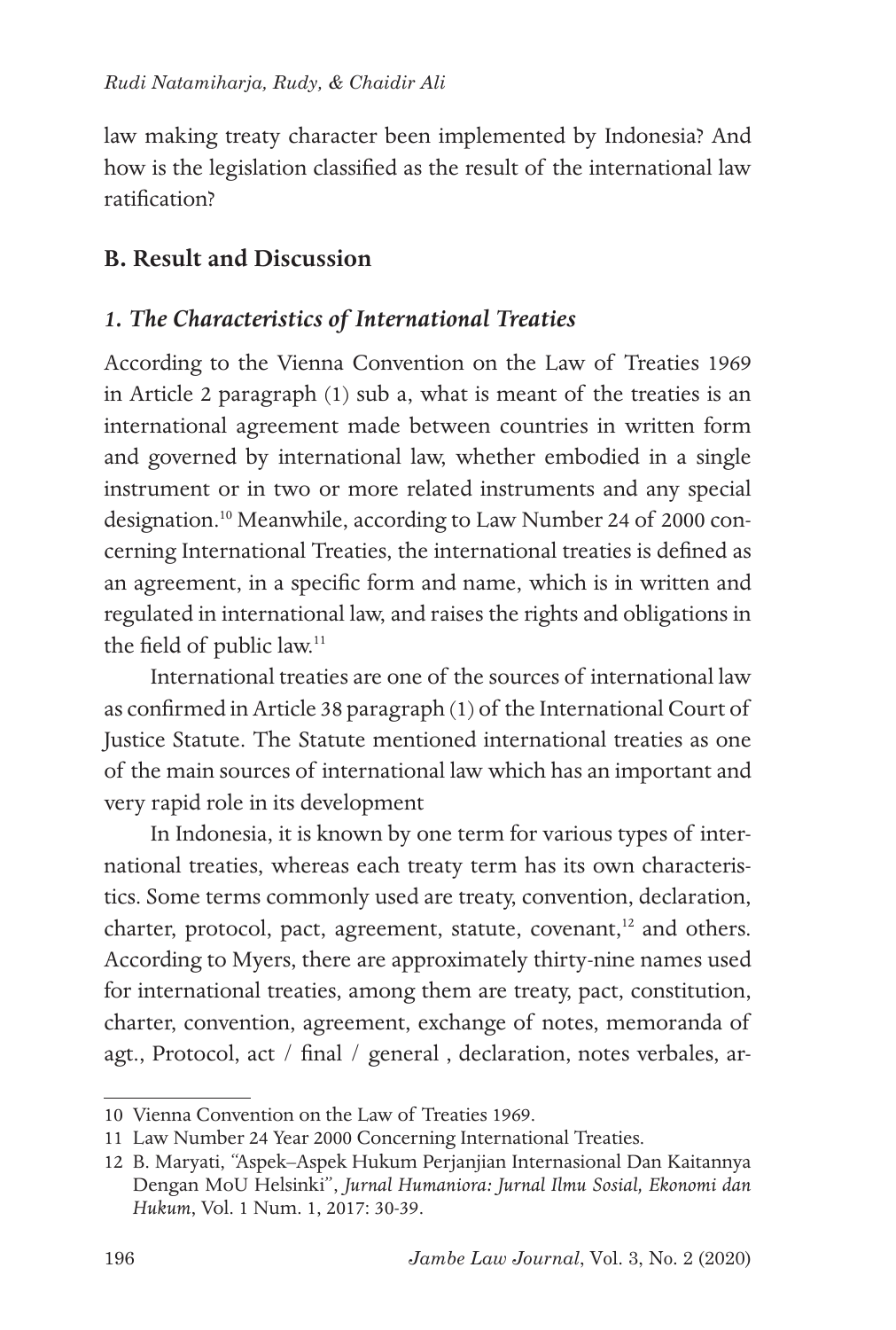law making treaty character been implemented by Indonesia? And how is the legislation classified as the result of the international law ratification?

## B. Result and Discussion

### *1. The Characteristics of International Treaties*

According to the Vienna Convention on the Law of Treaties 1969 in Article 2 paragraph (1) sub a, what is meant of the treaties is an international agreement made between countries in written form and governed by international law, whether embodied in a single instrument or in two or more related instruments and any special designation.[10] Meanwhile, according to Law Number 24 of 2000 concerning International Treaties, the international treaties is defined as an agreement, in a specific form and name, which is in written and regulated in international law, and raises the rights and obligations in the field of public law.[11]

International treaties are one of the sources of international law as confirmed in Article 38 paragraph (1) of the International Court of Justice Statute. The Statute mentioned international treaties as one of the main sources of international law which has an important and very rapid role in its development

In Indonesia, it is known by one term for various types of international treaties, whereas each treaty term has its own characteristics. Some terms commonly used are treaty, convention, declaration, charter, protocol, pact, agreement, statute, covenant,[12] and others. According to Myers, there are approximately thirty-nine names used for international treaties, among them are treaty, pact, constitution, charter, convention, agreement, exchange of notes, memoranda of agt., Protocol, act / final / general , declaration, notes verbales, ar-

---

10 Vienna Convention on the Law of Treaties 1969.

11 Law Number 24 Year 2000 Concerning International Treaties.

12 B. Maryati, "Aspek–Aspek Hukum Perjanjian Internasional Dan Kaitannya Dengan MoU Helsinki", *Jurnal Humaniora: Jurnal Ilmu Sosial, Ekonomi dan Hukum*, Vol. 1 Num. 1, 2017: 30-39.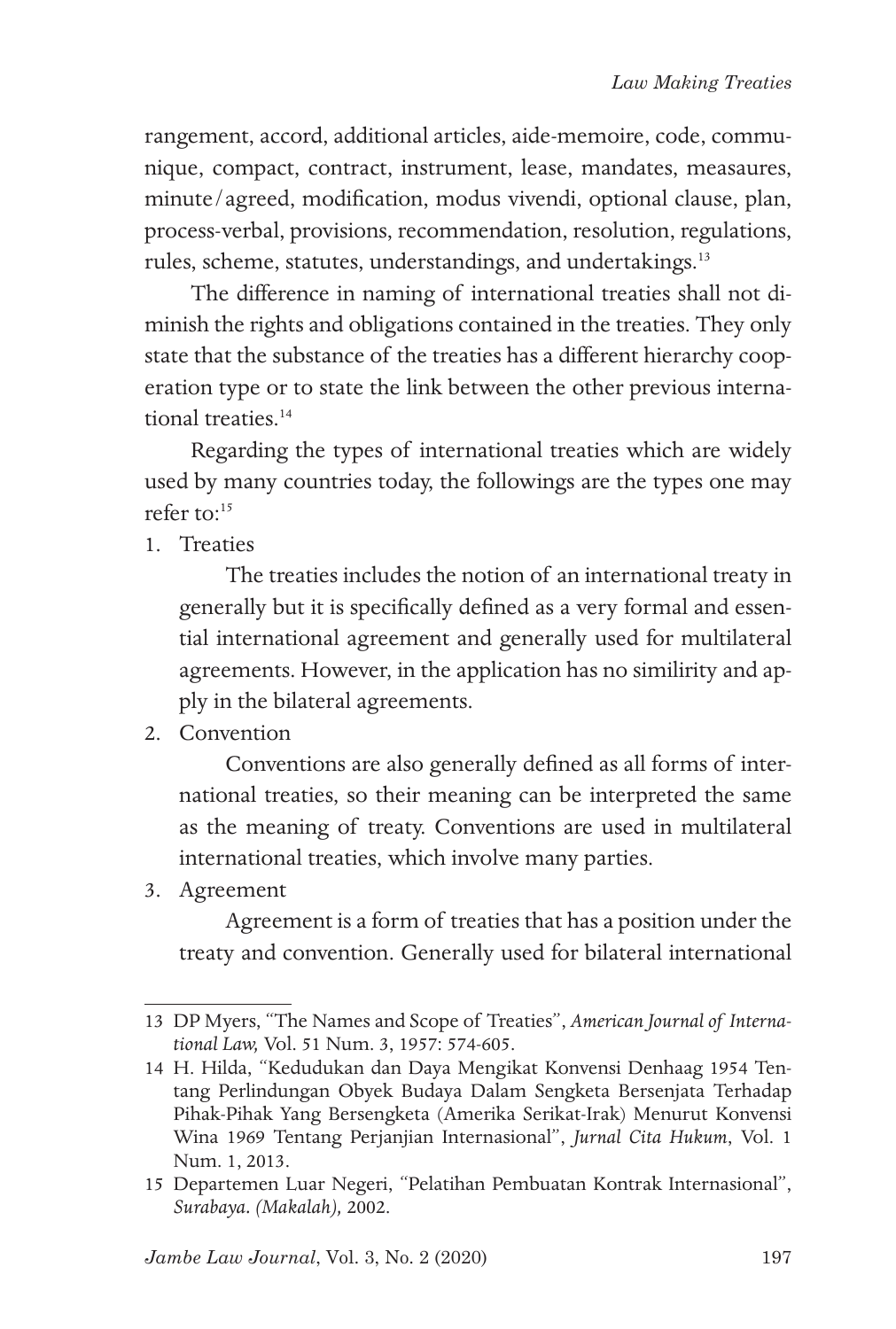rangement, accord, additional articles, aide-memoire, code, communique, compact, contract, instrument, lease, mandates, measaures, minute/agreed, modification, modus vivendi, optional clause, plan, process-verbal, provisions, recommendation, resolution, regulations, rules, scheme, statutes, understandings, and undertakings.[13]

The difference in naming of international treaties shall not diminish the rights and obligations contained in the treaties. They only state that the substance of the treaties has a different hierarchy cooperation type or to state the link between the other previous international treaties.[14]

Regarding the types of international treaties which are widely used by many countries today, the followings are the types one may refer to:[15]

1. Treaties

   The treaties includes the notion of an international treaty in generally but it is specifically defined as a very formal and essential international agreement and generally used for multilateral agreements. However, in the application has no similirity and apply in the bilateral agreements.

2. Convention

   Conventions are also generally defined as all forms of international treaties, so their meaning can be interpreted the same as the meaning of treaty. Conventions are used in multilateral international treaties, which involve many parties.

3. Agreement

   Agreement is a form of treaties that has a position under the treaty and convention. Generally used for bilateral international

---

13 DP Myers, "The Names and Scope of Treaties", *American Journal of International Law,* Vol. 51 Num. 3, 1957: 574-605.

14 H. Hilda, "Kedudukan dan Daya Mengikat Konvensi Denhaag 1954 Tentang Perlindungan Obyek Budaya Dalam Sengketa Bersenjata Terhadap Pihak-Pihak Yang Bersengketa (Amerika Serikat-Irak) Menurut Konvensi Wina 1969 Tentang Perjanjian Internasional", *Jurnal Cita Hukum*, Vol. 1 Num. 1, 2013.

15 Departemen Luar Negeri, "Pelatihan Pembuatan Kontrak Internasional", *Surabaya. (Makalah),* 2002.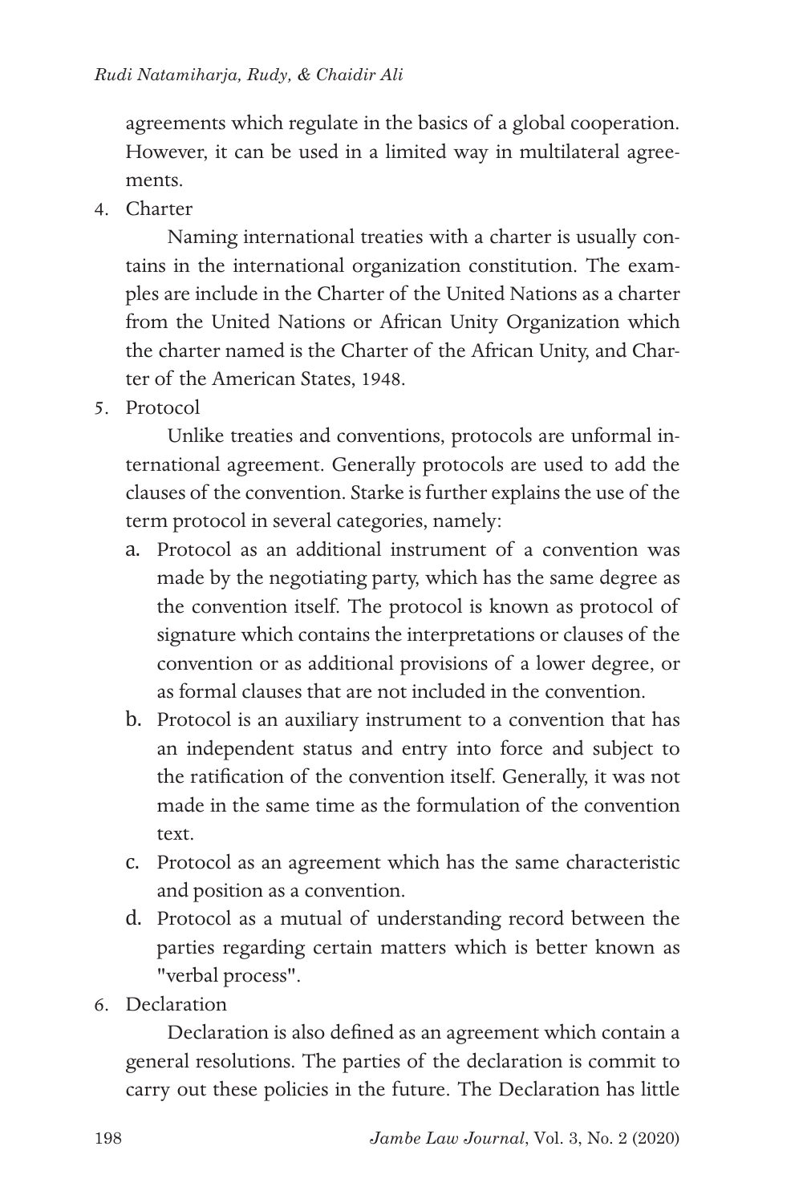agreements which regulate in the basics of a global cooperation. However, it can be used in a limited way in multilateral agreements.

4. Charter

   Naming international treaties with a charter is usually contains in the international organization constitution. The examples are include in the Charter of the United Nations as a charter from the United Nations or African Unity Organization which the charter named is the Charter of the African Unity, and Charter of the American States, 1948.

5. Protocol

   Unlike treaties and conventions, protocols are unformal international agreement. Generally protocols are used to add the clauses of the convention. Starke is further explains the use of the term protocol in several categories, namely:

   a. Protocol as an additional instrument of a convention was made by the negotiating party, which has the same degree as the convention itself. The protocol is known as protocol of signature which contains the interpretations or clauses of the convention or as additional provisions of a lower degree, or as formal clauses that are not included in the convention.
   b. Protocol is an auxiliary instrument to a convention that has an independent status and entry into force and subject to the ratification of the convention itself. Generally, it was not made in the same time as the formulation of the convention text.
   c. Protocol as an agreement which has the same characteristic and position as a convention.
   d. Protocol as a mutual of understanding record between the parties regarding certain matters which is better known as "verbal process".

6. Declaration

   Declaration is also defined as an agreement which contain a general resolutions. The parties of the declaration is commit to carry out these policies in the future. The Declaration has little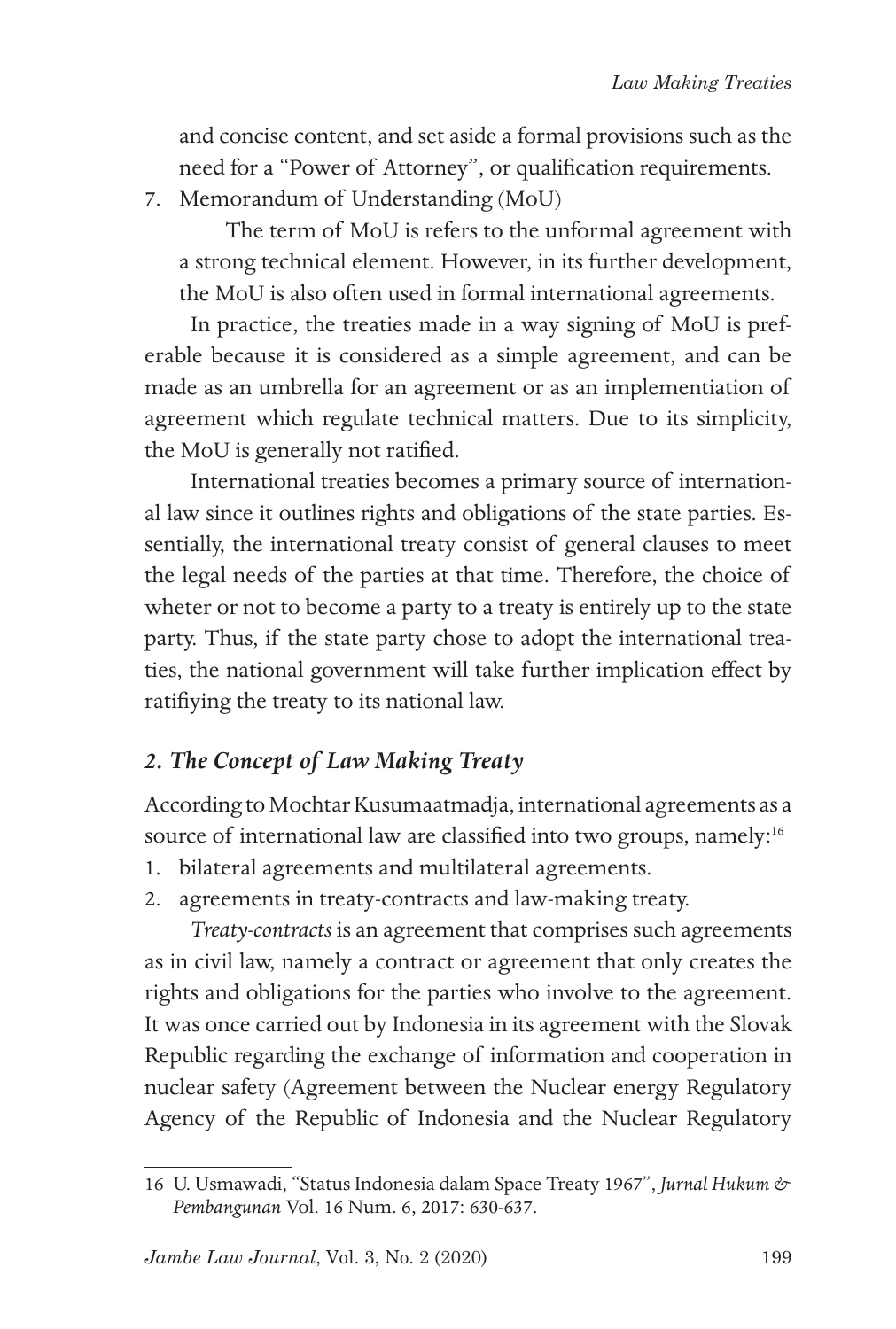and concise content, and set aside a formal provisions such as the need for a "Power of Attorney", or qualification requirements.

7. Memorandum of Understanding (MoU)

   The term of MoU is refers to the unformal agreement with a strong technical element. However, in its further development, the MoU is also often used in formal international agreements.

In practice, the treaties made in a way signing of MoU is preferable because it is considered as a simple agreement, and can be made as an umbrella for an agreement or as an implementiation of agreement which regulate technical matters. Due to its simplicity, the MoU is generally not ratified.

International treaties becomes a primary source of international law since it outlines rights and obligations of the state parties. Essentially, the international treaty consist of general clauses to meet the legal needs of the parties at that time. Therefore, the choice of wheter or not to become a party to a treaty is entirely up to the state party. Thus, if the state party chose to adopt the international treaties, the national government will take further implication effect by ratifiying the treaty to its national law.

## *2. The Concept of Law Making Treaty*

According to Mochtar Kusumaatmadja, international agreements as a source of international law are classified into two groups, namely:[16]

1. bilateral agreements and multilateral agreements.
2. agreements in treaty-contracts and law-making treaty.

*Treaty-contracts* is an agreement that comprises such agreements as in civil law, namely a contract or agreement that only creates the rights and obligations for the parties who involve to the agreement. It was once carried out by Indonesia in its agreement with the Slovak Republic regarding the exchange of information and cooperation in nuclear safety (Agreement between the Nuclear energy Regulatory Agency of the Republic of Indonesia and the Nuclear Regulatory

---

16 U. Usmawadi, "Status Indonesia dalam Space Treaty 1967", *Jurnal Hukum & Pembangunan* Vol. 16 Num. 6, 2017: 630-637.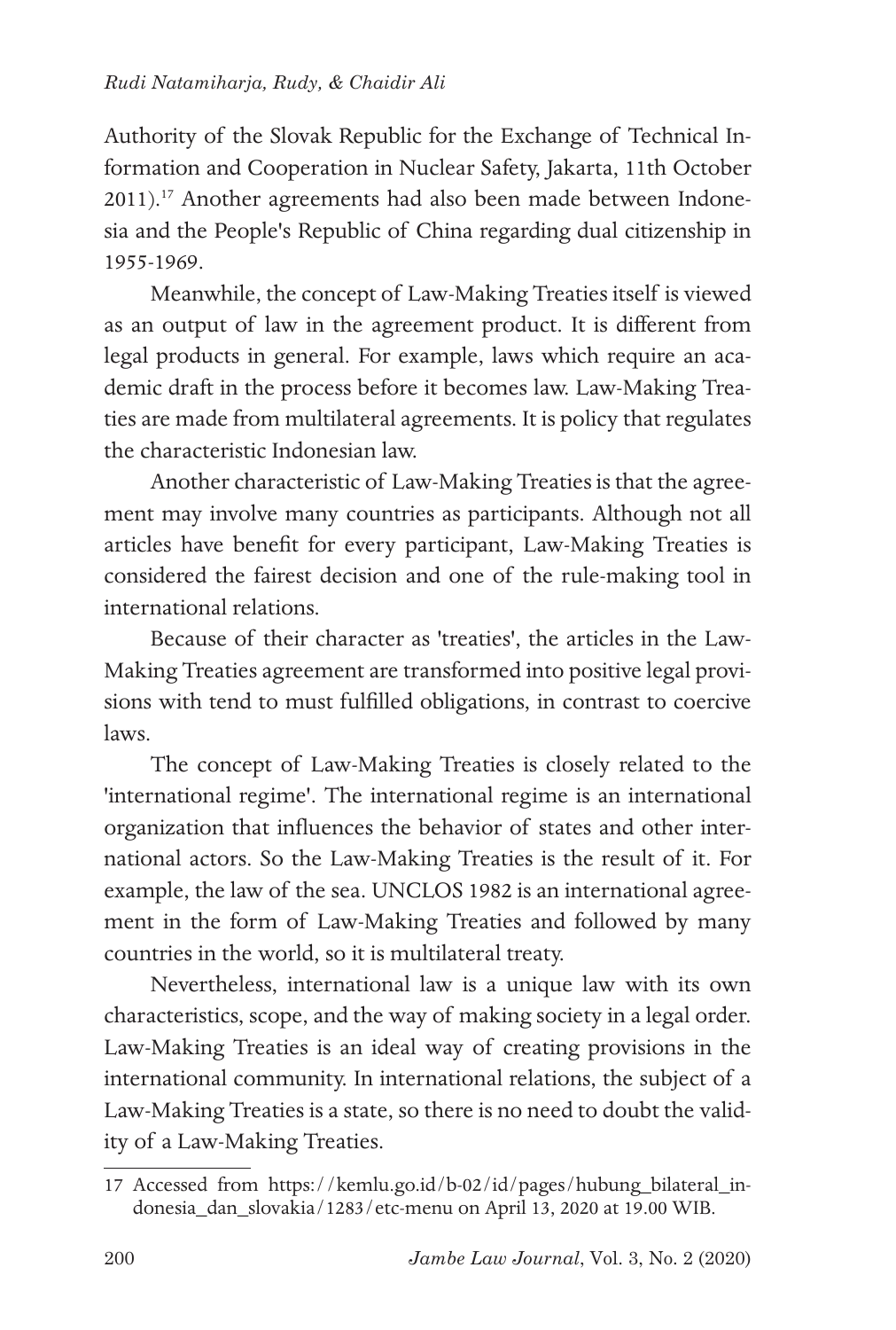Authority of the Slovak Republic for the Exchange of Technical Information and Cooperation in Nuclear Safety, Jakarta, 11th October 2011).[17] Another agreements had also been made between Indonesia and the People's Republic of China regarding dual citizenship in 1955-1969.

Meanwhile, the concept of Law-Making Treaties itself is viewed as an output of law in the agreement product. It is different from legal products in general. For example, laws which require an academic draft in the process before it becomes law. Law-Making Treaties are made from multilateral agreements. It is policy that regulates the characteristic Indonesian law.

Another characteristic of Law-Making Treaties is that the agreement may involve many countries as participants. Although not all articles have benefit for every participant, Law-Making Treaties is considered the fairest decision and one of the rule-making tool in international relations.

Because of their character as 'treaties', the articles in the Law-Making Treaties agreement are transformed into positive legal provisions with tend to must fulfilled obligations, in contrast to coercive laws.

The concept of Law-Making Treaties is closely related to the 'international regime'. The international regime is an international organization that influences the behavior of states and other international actors. So the Law-Making Treaties is the result of it. For example, the law of the sea. UNCLOS 1982 is an international agreement in the form of Law-Making Treaties and followed by many countries in the world, so it is multilateral treaty.

Nevertheless, international law is a unique law with its own characteristics, scope, and the way of making society in a legal order. Law-Making Treaties is an ideal way of creating provisions in the international community. In international relations, the subject of a Law-Making Treaties is a state, so there is no need to doubt the validity of a Law-Making Treaties.

---

17 Accessed from https://kemlu.go.id/b-02/id/pages/hubung_bilateral_indonesia_dan_slovakia/1283/etc-menu on April 13, 2020 at 19.00 WIB.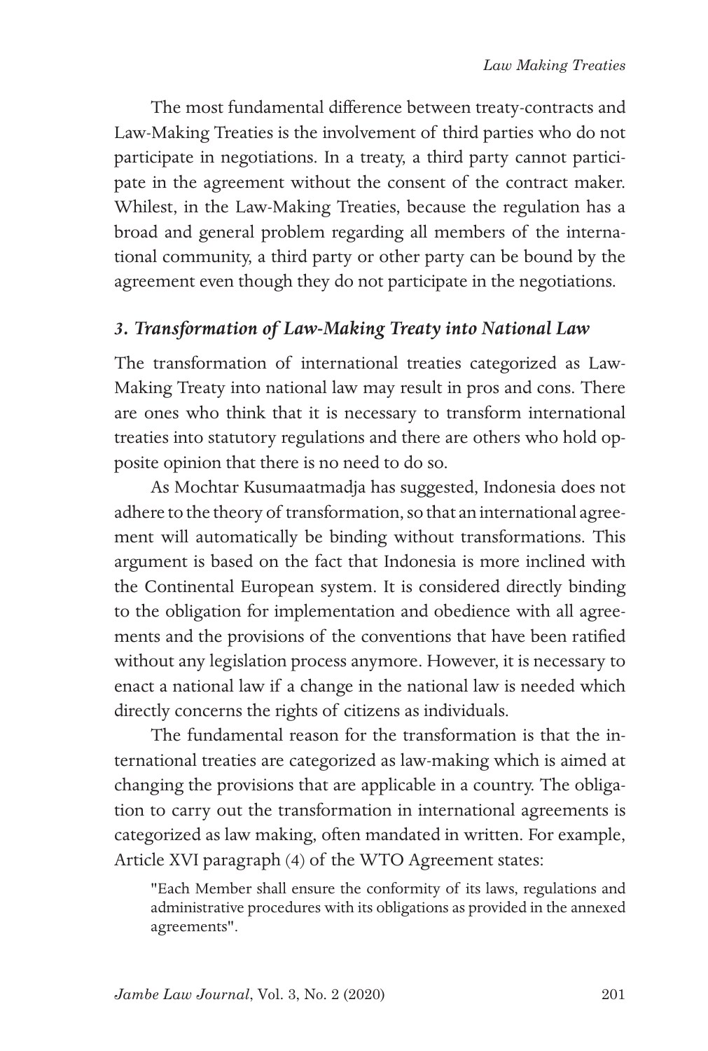The most fundamental difference between treaty-contracts and Law-Making Treaties is the involvement of third parties who do not participate in negotiations. In a treaty, a third party cannot participate in the agreement without the consent of the contract maker. Whilest, in the Law-Making Treaties, because the regulation has a broad and general problem regarding all members of the international community, a third party or other party can be bound by the agreement even though they do not participate in the negotiations.

### *3. Transformation of Law-Making Treaty into National Law*

The transformation of international treaties categorized as Law-Making Treaty into national law may result in pros and cons. There are ones who think that it is necessary to transform international treaties into statutory regulations and there are others who hold opposite opinion that there is no need to do so.

As Mochtar Kusumaatmadja has suggested, Indonesia does not adhere to the theory of transformation, so that an international agreement will automatically be binding without transformations. This argument is based on the fact that Indonesia is more inclined with the Continental European system. It is considered directly binding to the obligation for implementation and obedience with all agreements and the provisions of the conventions that have been ratified without any legislation process anymore. However, it is necessary to enact a national law if a change in the national law is needed which directly concerns the rights of citizens as individuals.

The fundamental reason for the transformation is that the international treaties are categorized as law-making which is aimed at changing the provisions that are applicable in a country. The obligation to carry out the transformation in international agreements is categorized as law making, often mandated in written. For example, Article XVI paragraph (4) of the WTO Agreement states:

> "Each Member shall ensure the conformity of its laws, regulations and administrative procedures with its obligations as provided in the annexed agreements".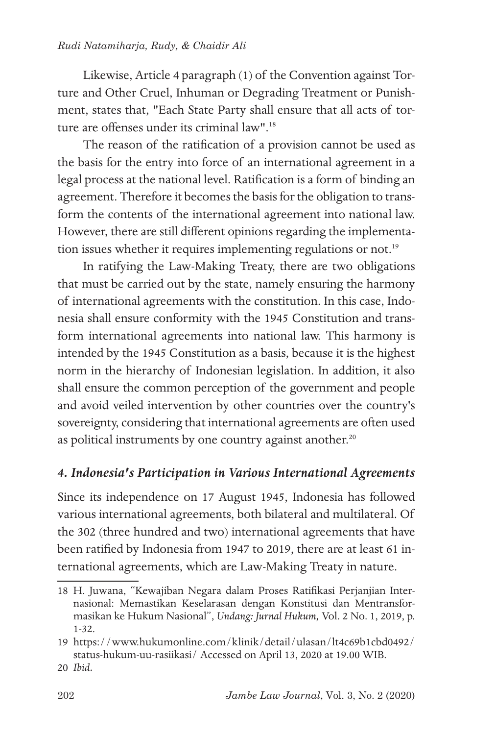Likewise, Article 4 paragraph (1) of the Convention against Torture and Other Cruel, Inhuman or Degrading Treatment or Punishment, states that, "Each State Party shall ensure that all acts of torture are offenses under its criminal law".[18]

The reason of the ratification of a provision cannot be used as the basis for the entry into force of an international agreement in a legal process at the national level. Ratification is a form of binding an agreement. Therefore it becomes the basis for the obligation to transform the contents of the international agreement into national law. However, there are still different opinions regarding the implementation issues whether it requires implementing regulations or not.[19]

In ratifying the Law-Making Treaty, there are two obligations that must be carried out by the state, namely ensuring the harmony of international agreements with the constitution. In this case, Indonesia shall ensure conformity with the 1945 Constitution and transform international agreements into national law. This harmony is intended by the 1945 Constitution as a basis, because it is the highest norm in the hierarchy of Indonesian legislation. In addition, it also shall ensure the common perception of the government and people and avoid veiled intervention by other countries over the country's sovereignty, considering that international agreements are often used as political instruments by one country against another.[20]

### *4. Indonesia's Participation in Various International Agreements*

Since its independence on 17 August 1945, Indonesia has followed various international agreements, both bilateral and multilateral. Of the 302 (three hundred and two) international agreements that have been ratified by Indonesia from 1947 to 2019, there are at least 61 international agreements, which are Law-Making Treaty in nature.

---

18 H. Juwana, "Kewajiban Negara dalam Proses Ratifikasi Perjanjian Internasional: Memastikan Keselarasan dengan Konstitusi dan Mentransformasikan ke Hukum Nasional", *Undang: Jurnal Hukum,* Vol. 2 No. 1, 2019, p. 1-32.

19 https://www.hukumonline.com/klinik/detail/ulasan/lt4c69b1cbd0492/status-hukum-uu-rasiikasi/ Accessed on April 13, 2020 at 19.00 WIB.

20 *Ibid.*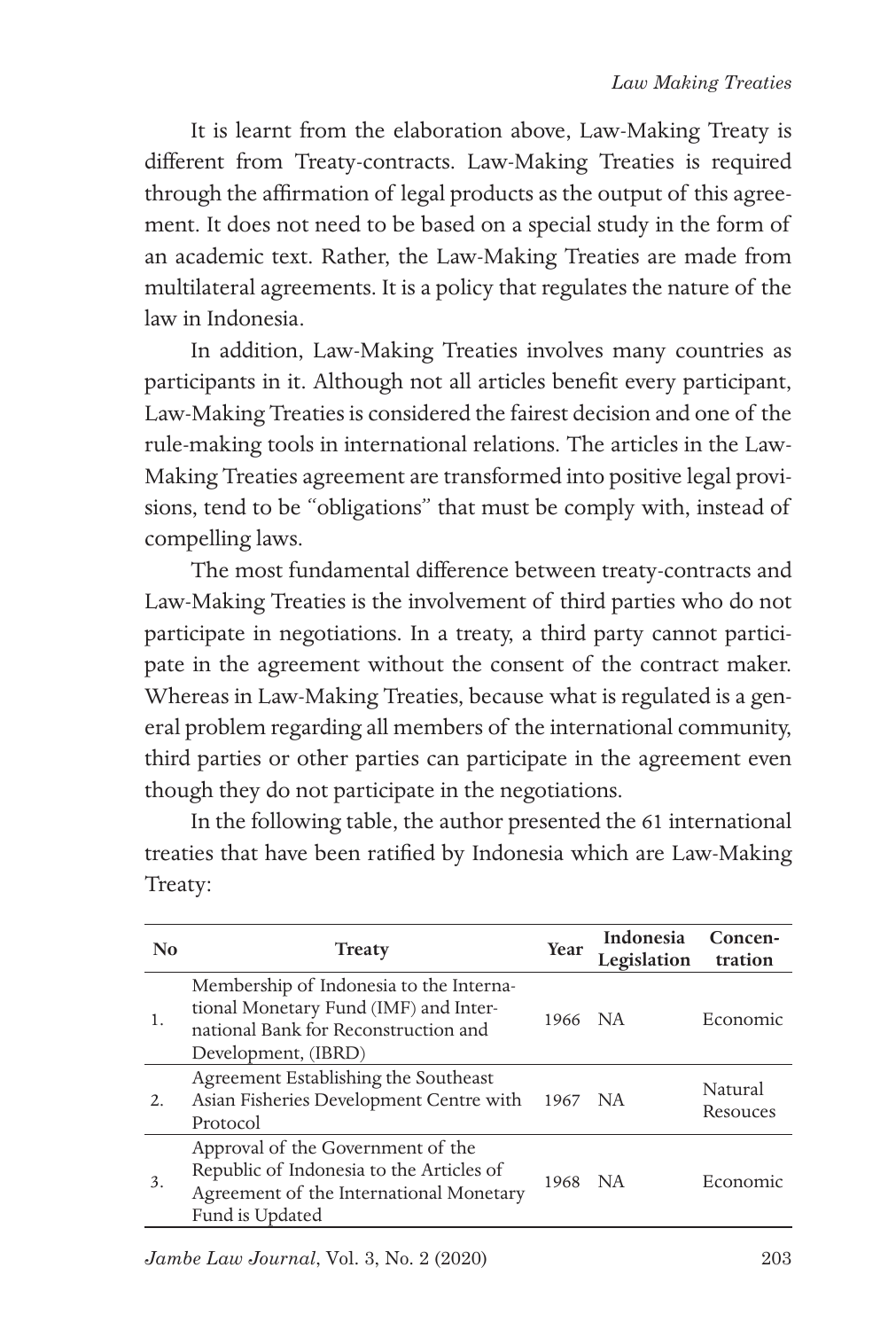It is learnt from the elaboration above, Law-Making Treaty is different from Treaty-contracts. Law-Making Treaties is required through the affirmation of legal products as the output of this agreement. It does not need to be based on a special study in the form of an academic text. Rather, the Law-Making Treaties are made from multilateral agreements. It is a policy that regulates the nature of the law in Indonesia.

In addition, Law-Making Treaties involves many countries as participants in it. Although not all articles benefit every participant, Law-Making Treaties is considered the fairest decision and one of the rule-making tools in international relations. The articles in the Law-Making Treaties agreement are transformed into positive legal provisions, tend to be "obligations" that must be comply with, instead of compelling laws.

The most fundamental difference between treaty-contracts and Law-Making Treaties is the involvement of third parties who do not participate in negotiations. In a treaty, a third party cannot participate in the agreement without the consent of the contract maker. Whereas in Law-Making Treaties, because what is regulated is a general problem regarding all members of the international community, third parties or other parties can participate in the agreement even though they do not participate in the negotiations.

In the following table, the author presented the 61 international treaties that have been ratified by Indonesia which are Law-Making Treaty:

| No | Treaty | Year | Indonesia Legislation | Concentration |
|---|---|---|---|---|
| 1. | Membership of Indonesia to the International Monetary Fund (IMF) and International Bank for Reconstruction and Development, (IBRD) | 1966 | NA | Economic |
| 2. | Agreement Establishing the Southeast Asian Fisheries Development Centre with Protocol | 1967 | NA | Natural Resouces |
| 3. | Approval of the Government of the Republic of Indonesia to the Articles of Agreement of the International Monetary Fund is Updated | 1968 | NA | Economic |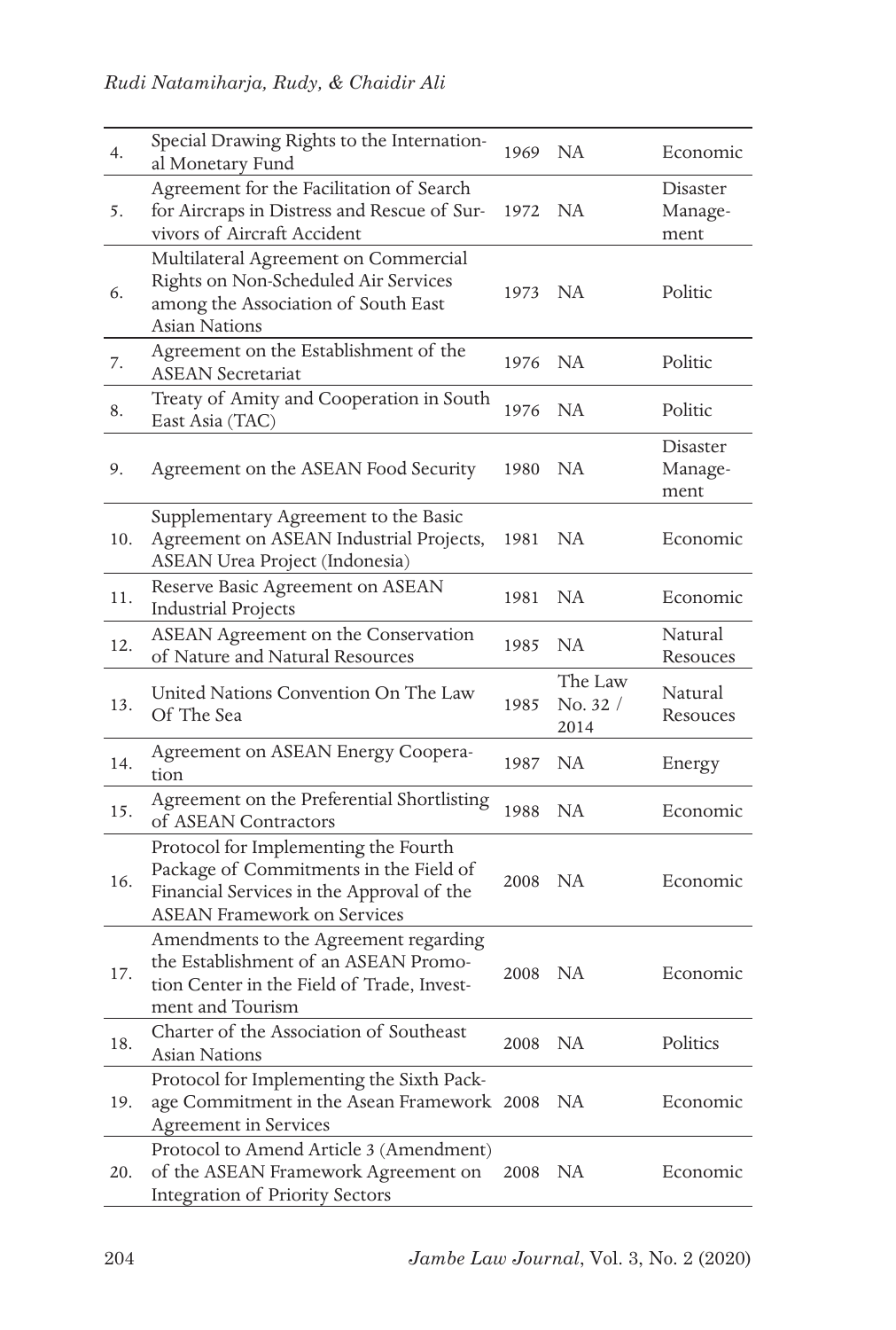| 4. | Special Drawing Rights to the International Monetary Fund | 1969 | NA | Economic |
|---|---|---|---|---|
| 5. | Agreement for the Facilitation of Search for Aircraps in Distress and Rescue of Survivors of Aircraft Accident | 1972 | NA | Disaster Management |
| 6. | Multilateral Agreement on Commercial Rights on Non-Scheduled Air Services among the Association of South East Asian Nations | 1973 | NA | Politic |
| 7. | Agreement on the Establishment of the ASEAN Secretariat | 1976 | NA | Politic |
| 8. | Treaty of Amity and Cooperation in South East Asia (TAC) | 1976 | NA | Politic |
| 9. | Agreement on the ASEAN Food Security | 1980 | NA | Disaster Management |
| 10. | Supplementary Agreement to the Basic Agreement on ASEAN Industrial Projects, ASEAN Urea Project (Indonesia) | 1981 | NA | Economic |
| 11. | Reserve Basic Agreement on ASEAN Industrial Projects | 1981 | NA | Economic |
| 12. | ASEAN Agreement on the Conservation of Nature and Natural Resources | 1985 | NA | Natural Resouces |
| 13. | United Nations Convention On The Law Of The Sea | 1985 | The Law No. 32 / 2014 | Natural Resouces |
| 14. | Agreement on ASEAN Energy Cooperation | 1987 | NA | Energy |
| 15. | Agreement on the Preferential Shortlisting of ASEAN Contractors | 1988 | NA | Economic |
| 16. | Protocol for Implementing the Fourth Package of Commitments in the Field of Financial Services in the Approval of the ASEAN Framework on Services | 2008 | NA | Economic |
| 17. | Amendments to the Agreement regarding the Establishment of an ASEAN Promotion Center in the Field of Trade, Investment and Tourism | 2008 | NA | Economic |
| 18. | Charter of the Association of Southeast Asian Nations | 2008 | NA | Politics |
| 19. | Protocol for Implementing the Sixth Package Commitment in the Asean Framework Agreement in Services | 2008 | NA | Economic |
| 20. | Protocol to Amend Article 3 (Amendment) of the ASEAN Framework Agreement on Integration of Priority Sectors | 2008 | NA | Economic |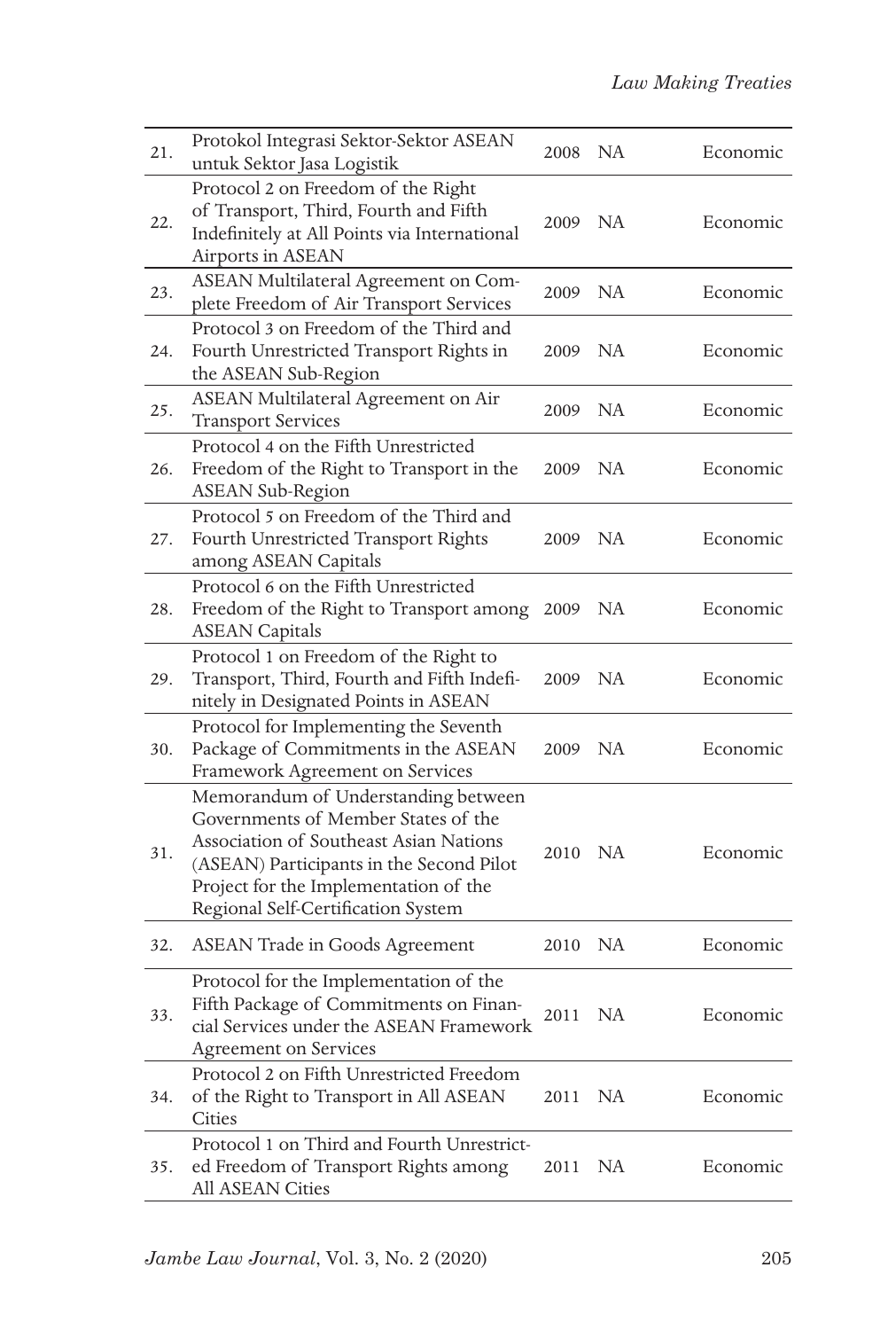| | | | | |
|---|---|---|---|---|
| 21. | Protokol Integrasi Sektor-Sektor ASEAN untuk Sektor Jasa Logistik | 2008 | NA | Economic |
| 22. | Protocol 2 on Freedom of the Right of Transport, Third, Fourth and Fifth Indefinitely at All Points via International Airports in ASEAN | 2009 | NA | Economic |
| 23. | ASEAN Multilateral Agreement on Complete Freedom of Air Transport Services | 2009 | NA | Economic |
| 24. | Protocol 3 on Freedom of the Third and Fourth Unrestricted Transport Rights in the ASEAN Sub-Region | 2009 | NA | Economic |
| 25. | ASEAN Multilateral Agreement on Air Transport Services | 2009 | NA | Economic |
| 26. | Protocol 4 on the Fifth Unrestricted Freedom of the Right to Transport in the ASEAN Sub-Region | 2009 | NA | Economic |
| 27. | Protocol 5 on Freedom of the Third and Fourth Unrestricted Transport Rights among ASEAN Capitals | 2009 | NA | Economic |
| 28. | Protocol 6 on the Fifth Unrestricted Freedom of the Right to Transport among ASEAN Capitals | 2009 | NA | Economic |
| 29. | Protocol 1 on Freedom of the Right to Transport, Third, Fourth and Fifth Indefinitely in Designated Points in ASEAN | 2009 | NA | Economic |
| 30. | Protocol for Implementing the Seventh Package of Commitments in the ASEAN Framework Agreement on Services | 2009 | NA | Economic |
| 31. | Memorandum of Understanding between Governments of Member States of the Association of Southeast Asian Nations (ASEAN) Participants in the Second Pilot Project for the Implementation of the Regional Self-Certification System | 2010 | NA | Economic |
| 32. | ASEAN Trade in Goods Agreement | 2010 | NA | Economic |
| 33. | Protocol for the Implementation of the Fifth Package of Commitments on Financial Services under the ASEAN Framework Agreement on Services | 2011 | NA | Economic |
| 34. | Protocol 2 on Fifth Unrestricted Freedom of the Right to Transport in All ASEAN Cities | 2011 | NA | Economic |
| 35. | Protocol 1 on Third and Fourth Unrestricted Freedom of Transport Rights among All ASEAN Cities | 2011 | NA | Economic |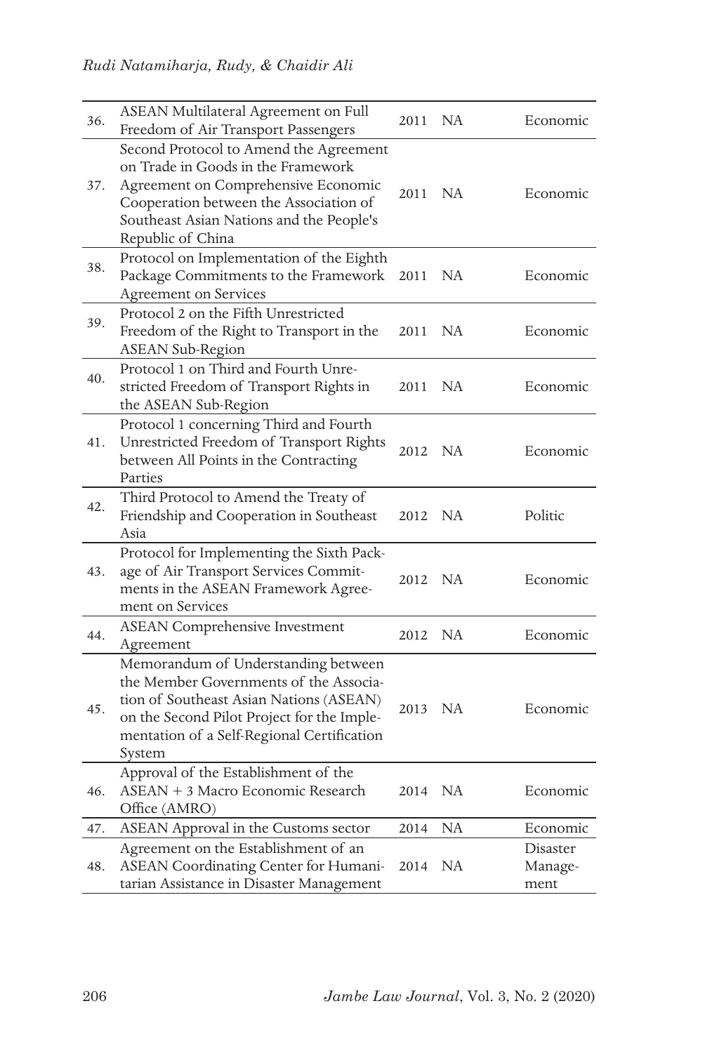| 36. | ASEAN Multilateral Agreement on Full Freedom of Air Transport Passengers | 2011 | NA | Economic |
|---|---|---|---|---|
| 37. | Second Protocol to Amend the Agreement on Trade in Goods in the Framework Agreement on Comprehensive Economic Cooperation between the Association of Southeast Asian Nations and the People's Republic of China | 2011 | NA | Economic |
| 38. | Protocol on Implementation of the Eighth Package Commitments to the Framework Agreement on Services | 2011 | NA | Economic |
| 39. | Protocol 2 on the Fifth Unrestricted Freedom of the Right to Transport in the ASEAN Sub-Region | 2011 | NA | Economic |
| 40. | Protocol 1 on Third and Fourth Unrestricted Freedom of Transport Rights in the ASEAN Sub-Region | 2011 | NA | Economic |
| 41. | Protocol 1 concerning Third and Fourth Unrestricted Freedom of Transport Rights between All Points in the Contracting Parties | 2012 | NA | Economic |
| 42. | Third Protocol to Amend the Treaty of Friendship and Cooperation in Southeast Asia | 2012 | NA | Politic |
| 43. | Protocol for Implementing the Sixth Package of Air Transport Services Commitments in the ASEAN Framework Agreement on Services | 2012 | NA | Economic |
| 44. | ASEAN Comprehensive Investment Agreement | 2012 | NA | Economic |
| 45. | Memorandum of Understanding between the Member Governments of the Association of Southeast Asian Nations (ASEAN) on the Second Pilot Project for the Implementation of a Self-Regional Certification System | 2013 | NA | Economic |
| 46. | Approval of the Establishment of the ASEAN + 3 Macro Economic Research Office (AMRO) | 2014 | NA | Economic |
| 47. | ASEAN Approval in the Customs sector | 2014 | NA | Economic |
| 48. | Agreement on the Establishment of an ASEAN Coordinating Center for Humanitarian Assistance in Disaster Management | 2014 | NA | Disaster Management |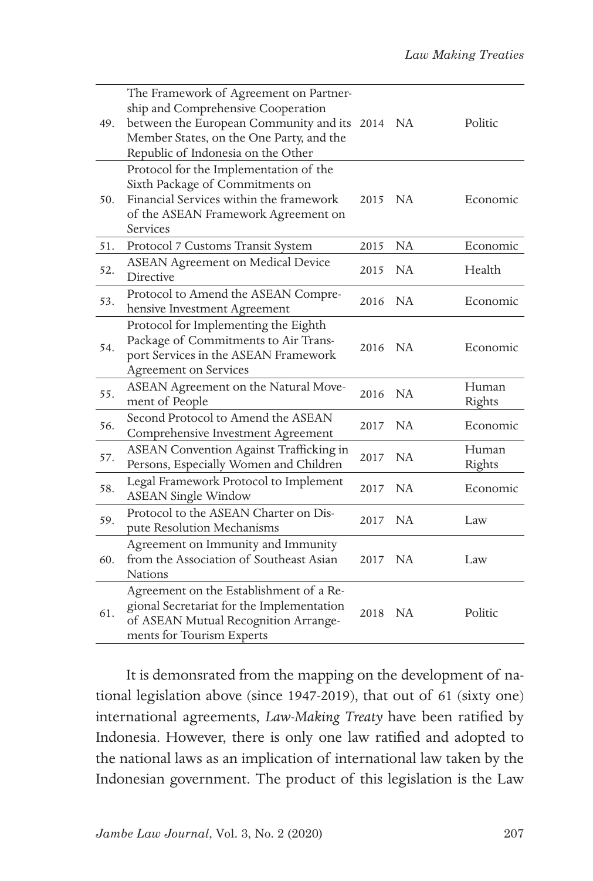| 49. | The Framework of Agreement on Partnership and Comprehensive Cooperation between the European Community and its Member States, on the One Party, and the Republic of Indonesia on the Other | 2014 | NA | Politic |
|---|---|---|---|---|
| 50. | Protocol for the Implementation of the Sixth Package of Commitments on Financial Services within the framework of the ASEAN Framework Agreement on Services | 2015 | NA | Economic |
| 51. | Protocol 7 Customs Transit System | 2015 | NA | Economic |
| 52. | ASEAN Agreement on Medical Device Directive | 2015 | NA | Health |
| 53. | Protocol to Amend the ASEAN Comprehensive Investment Agreement | 2016 | NA | Economic |
| 54. | Protocol for Implementing the Eighth Package of Commitments to Air Transport Services in the ASEAN Framework Agreement on Services | 2016 | NA | Economic |
| 55. | ASEAN Agreement on the Natural Movement of People | 2016 | NA | Human Rights |
| 56. | Second Protocol to Amend the ASEAN Comprehensive Investment Agreement | 2017 | NA | Economic |
| 57. | ASEAN Convention Against Trafficking in Persons, Especially Women and Children | 2017 | NA | Human Rights |
| 58. | Legal Framework Protocol to Implement ASEAN Single Window | 2017 | NA | Economic |
| 59. | Protocol to the ASEAN Charter on Dispute Resolution Mechanisms | 2017 | NA | Law |
| 60. | Agreement on Immunity and Immunity from the Association of Southeast Asian Nations | 2017 | NA | Law |
| 61. | Agreement on the Establishment of a Regional Secretariat for the Implementation of ASEAN Mutual Recognition Arrangements for Tourism Experts | 2018 | NA | Politic |

It is demonsrated from the mapping on the development of national legislation above (since 1947-2019), that out of 61 (sixty one) international agreements, *Law-Making Treaty* have been ratified by Indonesia. However, there is only one law ratified and adopted to the national laws as an implication of international law taken by the Indonesian government. The product of this legislation is the Law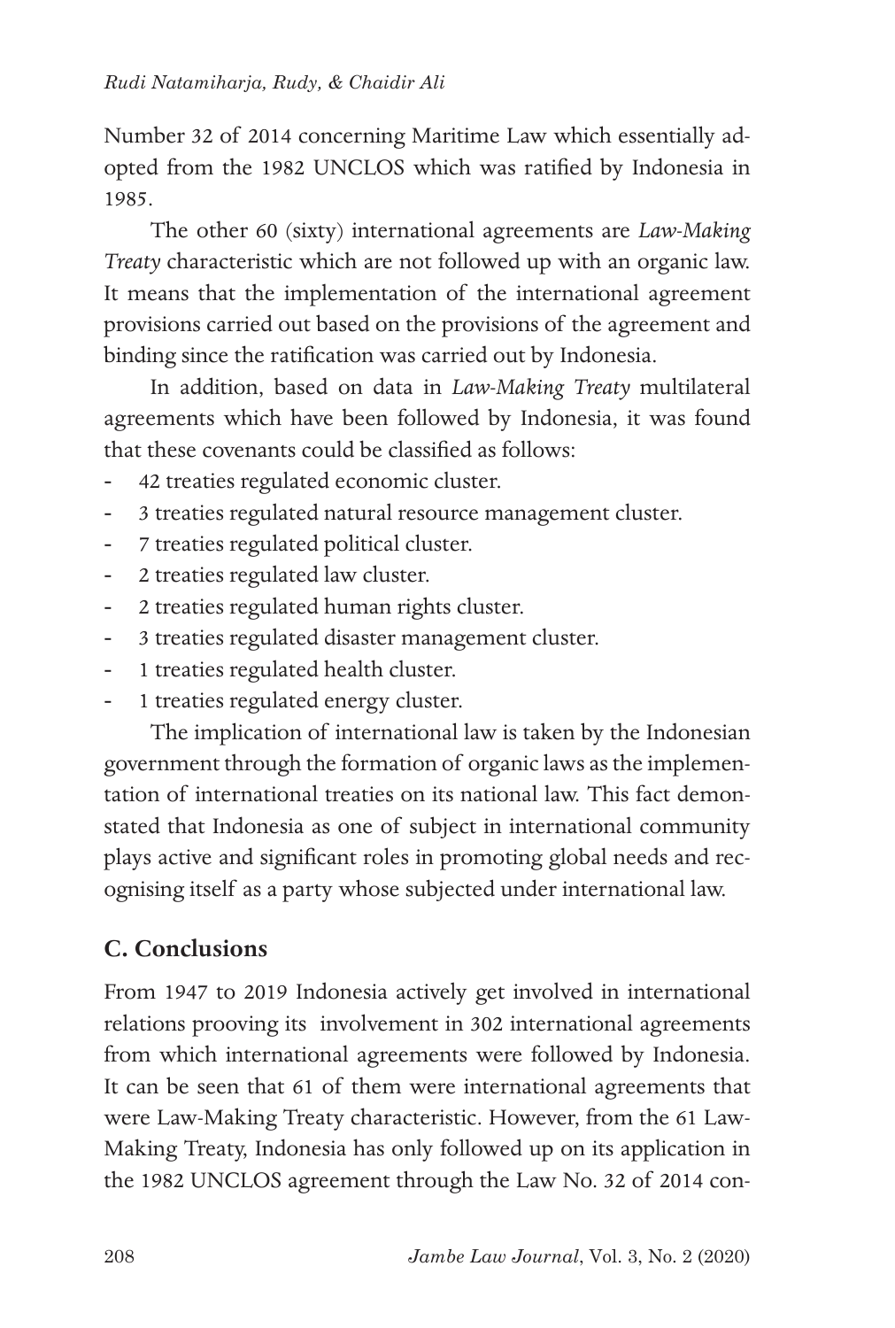Number 32 of 2014 concerning Maritime Law which essentially adopted from the 1982 UNCLOS which was ratified by Indonesia in 1985.

The other 60 (sixty) international agreements are *Law-Making Treaty* characteristic which are not followed up with an organic law. It means that the implementation of the international agreement provisions carried out based on the provisions of the agreement and binding since the ratification was carried out by Indonesia.

In addition, based on data in *Law-Making Treaty* multilateral agreements which have been followed by Indonesia, it was found that these covenants could be classified as follows:

- 42 treaties regulated economic cluster.
- 3 treaties regulated natural resource management cluster.
- 7 treaties regulated political cluster.
- 2 treaties regulated law cluster.
- 2 treaties regulated human rights cluster.
- 3 treaties regulated disaster management cluster.
- 1 treaties regulated health cluster.
- 1 treaties regulated energy cluster.

The implication of international law is taken by the Indonesian government through the formation of organic laws as the implementation of international treaties on its national law. This fact demonstated that Indonesia as one of subject in international community plays active and significant roles in promoting global needs and recognising itself as a party whose subjected under international law.

## C. Conclusions

From 1947 to 2019 Indonesia actively get involved in international relations prooving its involvement in 302 international agreements from which international agreements were followed by Indonesia. It can be seen that 61 of them were international agreements that were Law-Making Treaty characteristic. However, from the 61 Law-Making Treaty, Indonesia has only followed up on its application in the 1982 UNCLOS agreement through the Law No. 32 of 2014 con-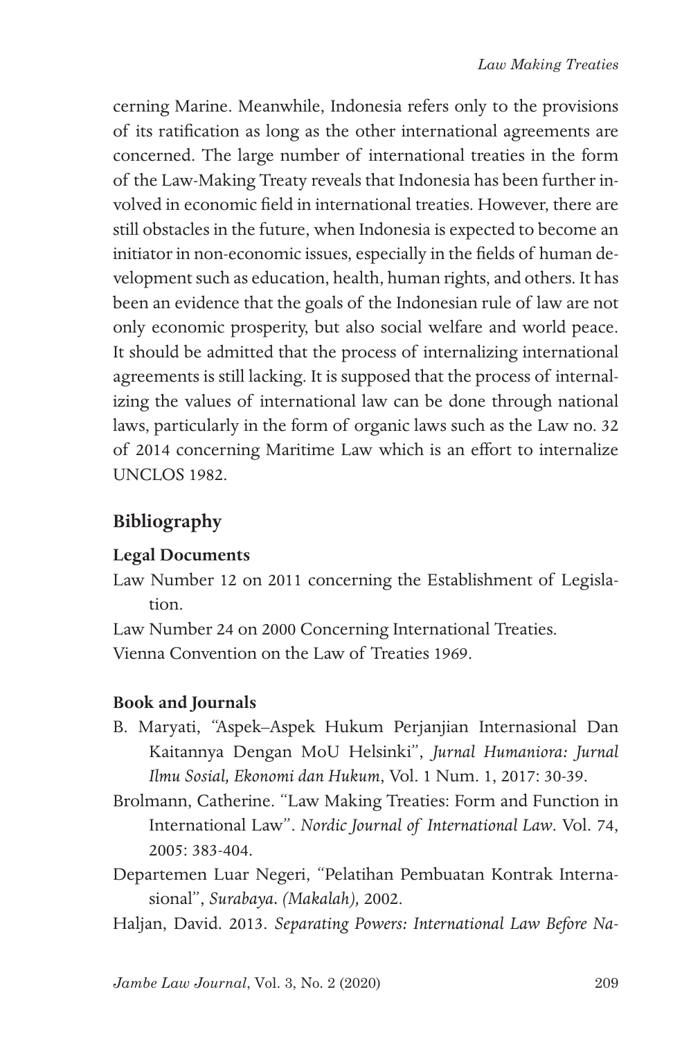cerning Marine. Meanwhile, Indonesia refers only to the provisions of its ratification as long as the other international agreements are concerned. The large number of international treaties in the form of the Law-Making Treaty reveals that Indonesia has been further involved in economic field in international treaties. However, there are still obstacles in the future, when Indonesia is expected to become an initiator in non-economic issues, especially in the fields of human development such as education, health, human rights, and others. It has been an evidence that the goals of the Indonesian rule of law are not only economic prosperity, but also social welfare and world peace. It should be admitted that the process of internalizing international agreements is still lacking. It is supposed that the process of internalizing the values of international law can be done through national laws, particularly in the form of organic laws such as the Law no. 32 of 2014 concerning Maritime Law which is an effort to internalize UNCLOS 1982.

## Bibliography

### Legal Documents

Law Number 12 on 2011 concerning the Establishment of Legislation.

Law Number 24 on 2000 Concerning International Treaties.

Vienna Convention on the Law of Treaties 1969.

### Book and Journals

B. Maryati, "Aspek–Aspek Hukum Perjanjian Internasional Dan Kaitannya Dengan MoU Helsinki", *Jurnal Humaniora: Jurnal Ilmu Sosial, Ekonomi dan Hukum*, Vol. 1 Num. 1, 2017: 30-39.

Brolmann, Catherine. "Law Making Treaties: Form and Function in International Law". *Nordic Journal of International Law*. Vol. 74, 2005: 383-404.

Departemen Luar Negeri, "Pelatihan Pembuatan Kontrak Internasional", *Surabaya. (Makalah)*, 2002.

Haljan, David. 2013. *Separating Powers: International Law Before Na-*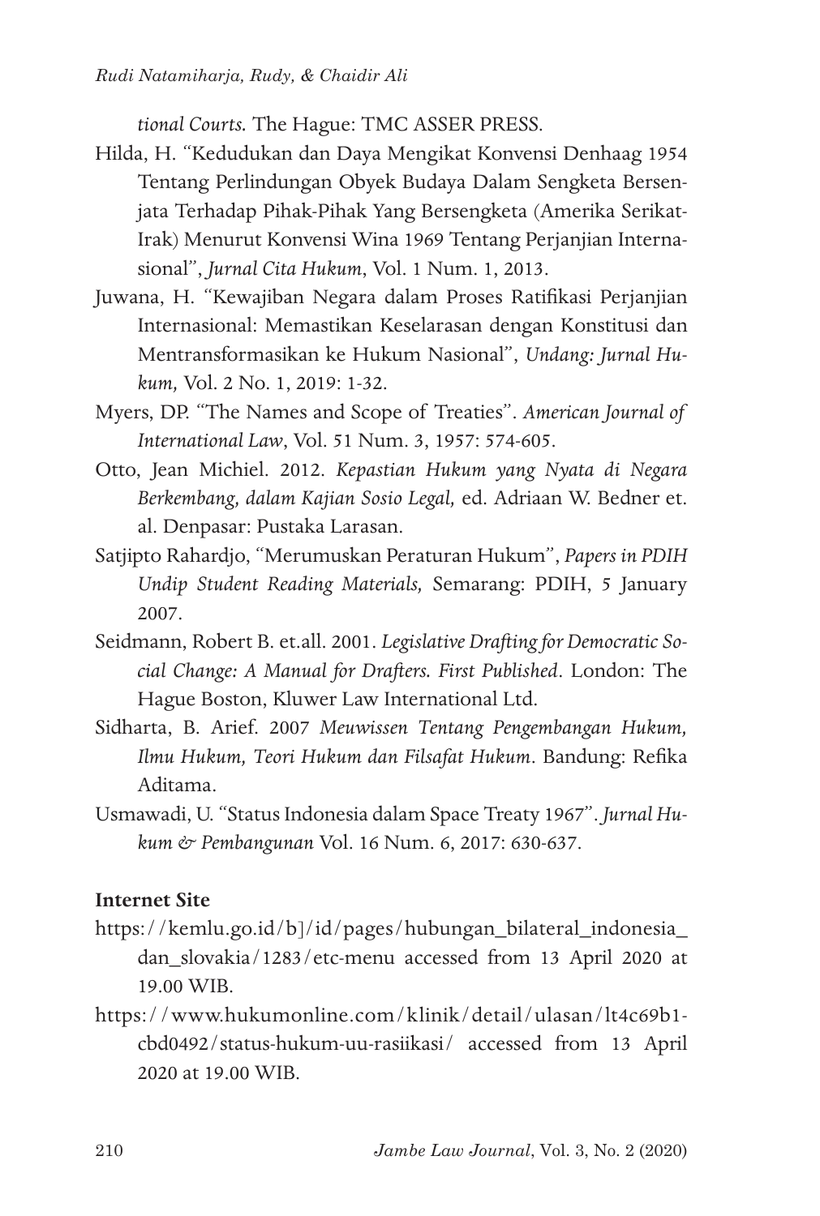*tional Courts.* The Hague: TMC ASSER PRESS.

Hilda, H. "Kedudukan dan Daya Mengikat Konvensi Denhaag 1954 Tentang Perlindungan Obyek Budaya Dalam Sengketa Bersenjata Terhadap Pihak-Pihak Yang Bersengketa (Amerika Serikat-Irak) Menurut Konvensi Wina 1969 Tentang Perjanjian Internasional", *Jurnal Cita Hukum*, Vol. 1 Num. 1, 2013.

Juwana, H. "Kewajiban Negara dalam Proses Ratifikasi Perjanjian Internasional: Memastikan Keselarasan dengan Konstitusi dan Mentransformasikan ke Hukum Nasional", *Undang: Jurnal Hukum,* Vol. 2 No. 1, 2019: 1-32.

Myers, DP. "The Names and Scope of Treaties". *American Journal of International Law*, Vol. 51 Num. 3, 1957: 574-605.

Otto, Jean Michiel. 2012. *Kepastian Hukum yang Nyata di Negara Berkembang, dalam Kajian Sosio Legal,* ed. Adriaan W. Bedner et. al. Denpasar: Pustaka Larasan.

Satjipto Rahardjo, "Merumuskan Peraturan Hukum", *Papers in PDIH Undip Student Reading Materials,* Semarang: PDIH, 5 January 2007.

Seidmann, Robert B. et.all. 2001. *Legislative Drafting for Democratic Social Change: A Manual for Drafters. First Published*. London: The Hague Boston, Kluwer Law International Ltd.

Sidharta, B. Arief. 2007 *Meuwissen Tentang Pengembangan Hukum, Ilmu Hukum, Teori Hukum dan Filsafat Hukum*. Bandung: Refika Aditama.

Usmawadi, U. "Status Indonesia dalam Space Treaty 1967". *Jurnal Hukum & Pembangunan* Vol. 16 Num. 6, 2017: 630-637.

**Internet Site**

https://kemlu.go.id/b]/id/pages/hubungan_bilateral_indonesia_dan_slovakia/1283/etc-menu accessed from 13 April 2020 at 19.00 WIB.

https://www.hukumonline.com/klinik/detail/ulasan/lt4c69b1cbd0492/status-hukum-uu-rasiikasi/ accessed from 13 April 2020 at 19.00 WIB.